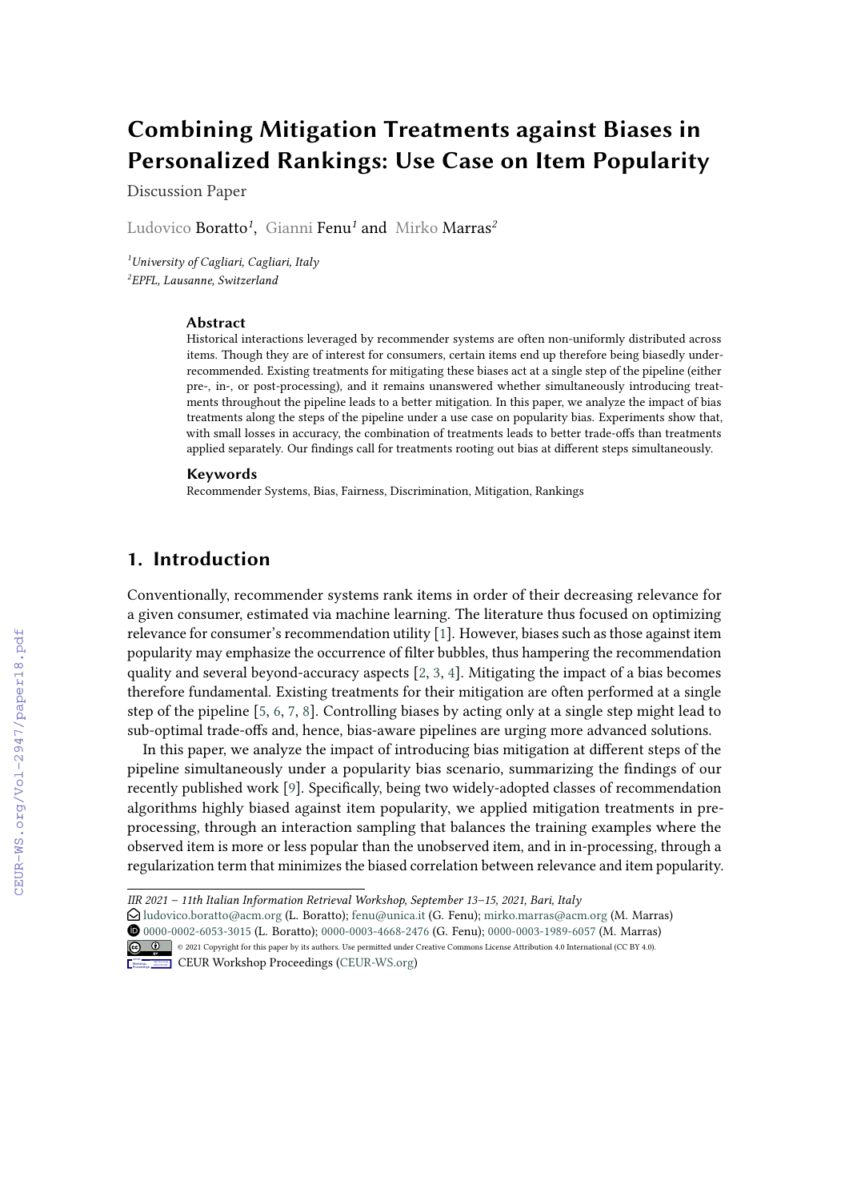# Combining Mitigation Treatments against Biases in Personalized Rankings: Use Case on Item Popularity

Discussion Paper

Ludovico Boratto[1], Gianni Fenu[1] and Mirko Marras[2]

[1] *University of Cagliari, Cagliari, Italy*
[2] *EPFL, Lausanne, Switzerland*

### Abstract

Historical interactions leveraged by recommender systems are often non-uniformly distributed across items. Though they are of interest for consumers, certain items end up therefore being biasedly under-recommended. Existing treatments for mitigating these biases act at a single step of the pipeline (either pre-, in-, or post-processing), and it remains unanswered whether simultaneously introducing treatments throughout the pipeline leads to a better mitigation. In this paper, we analyze the impact of bias treatments along the steps of the pipeline under a use case on popularity bias. Experiments show that, with small losses in accuracy, the combination of treatments leads to better trade-offs than treatments applied separately. Our findings call for treatments rooting out bias at different steps simultaneously.

### Keywords

Recommender Systems, Bias, Fairness, Discrimination, Mitigation, Rankings

## 1. Introduction

Conventionally, recommender systems rank items in order of their decreasing relevance for a given consumer, estimated via machine learning. The literature thus focused on optimizing relevance for consumer's recommendation utility [1]. However, biases such as those against item popularity may emphasize the occurrence of filter bubbles, thus hampering the recommendation quality and several beyond-accuracy aspects [2, 3, 4]. Mitigating the impact of a bias becomes therefore fundamental. Existing treatments for their mitigation are often performed at a single step of the pipeline [5, 6, 7, 8]. Controlling biases by acting only at a single step might lead to sub-optimal trade-offs and, hence, bias-aware pipelines are urging more advanced solutions.

In this paper, we analyze the impact of introducing bias mitigation at different steps of the pipeline simultaneously under a popularity bias scenario, summarizing the findings of our recently published work [9]. Specifically, being two widely-adopted classes of recommendation algorithms highly biased against item popularity, we applied mitigation treatments in pre-processing, through an interaction sampling that balances the training examples where the observed item is more or less popular than the unobserved item, and in in-processing, through a regularization term that minimizes the biased correlation between relevance and item popularity.

---

*IIR 2021 – 11th Italian Information Retrieval Workshop, September 13–15, 2021, Bari, Italy*
ludovico.boratto@acm.org (L. Boratto); fenu@unica.it (G. Fenu); mirko.marras@acm.org (M. Marras)
0000-0002-6053-3015 (L. Boratto); 0000-0003-4668-2476 (G. Fenu); 0000-0003-1989-6057 (M. Marras)
© 2021 Copyright for this paper by its authors. Use permitted under Creative Commons License Attribution 4.0 International (CC BY 4.0).
CEUR Workshop Proceedings (CEUR-WS.org)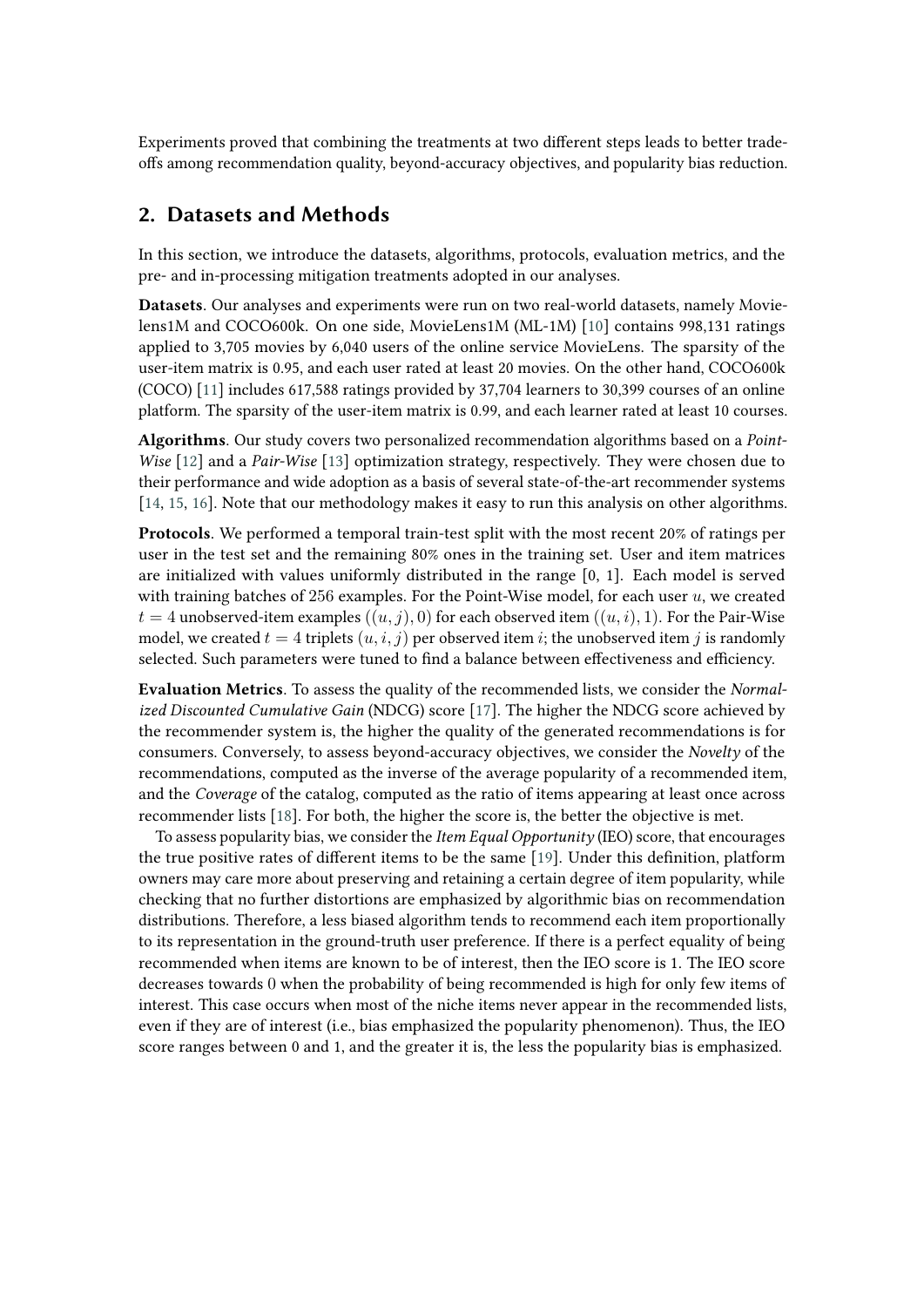Experiments proved that combining the treatments at two different steps leads to better trade-offs among recommendation quality, beyond-accuracy objectives, and popularity bias reduction.

## 2. Datasets and Methods

In this section, we introduce the datasets, algorithms, protocols, evaluation metrics, and the pre- and in-processing mitigation treatments adopted in our analyses.

**Datasets**. Our analyses and experiments were run on two real-world datasets, namely Movielens1M and COCO600k. On one side, MovieLens1M (ML-1M) [10] contains 998,131 ratings applied to 3,705 movies by 6,040 users of the online service MovieLens. The sparsity of the user-item matrix is 0.95, and each user rated at least 20 movies. On the other hand, COCO600k (COCO) [11] includes 617,588 ratings provided by 37,704 learners to 30,399 courses of an online platform. The sparsity of the user-item matrix is 0.99, and each learner rated at least 10 courses.

**Algorithms**. Our study covers two personalized recommendation algorithms based on a *Point-Wise* [12] and a *Pair-Wise* [13] optimization strategy, respectively. They were chosen due to their performance and wide adoption as a basis of several state-of-the-art recommender systems [14, 15, 16]. Note that our methodology makes it easy to run this analysis on other algorithms.

**Protocols**. We performed a temporal train-test split with the most recent 20% of ratings per user in the test set and the remaining 80% ones in the training set. User and item matrices are initialized with values uniformly distributed in the range [0, 1]. Each model is served with training batches of 256 examples. For the Point-Wise model, for each user $u$, we created $t = 4$ unobserved-item examples $((u, j), 0)$ for each observed item $((u, i), 1)$. For the Pair-Wise model, we created $t = 4$ triplets $(u, i, j)$ per observed item $i$; the unobserved item $j$ is randomly selected. Such parameters were tuned to find a balance between effectiveness and efficiency.

**Evaluation Metrics**. To assess the quality of the recommended lists, we consider the *Normalized Discounted Cumulative Gain* (NDCG) score [17]. The higher the NDCG score achieved by the recommender system is, the higher the quality of the generated recommendations is for consumers. Conversely, to assess beyond-accuracy objectives, we consider the *Novelty* of the recommendations, computed as the inverse of the average popularity of a recommended item, and the *Coverage* of the catalog, computed as the ratio of items appearing at least once across recommender lists [18]. For both, the higher the score is, the better the objective is met.

To assess popularity bias, we consider the *Item Equal Opportunity* (IEO) score, that encourages the true positive rates of different items to be the same [19]. Under this definition, platform owners may care more about preserving and retaining a certain degree of item popularity, while checking that no further distortions are emphasized by algorithmic bias on recommendation distributions. Therefore, a less biased algorithm tends to recommend each item proportionally to its representation in the ground-truth user preference. If there is a perfect equality of being recommended when items are known to be of interest, then the IEO score is 1. The IEO score decreases towards 0 when the probability of being recommended is high for only few items of interest. This case occurs when most of the niche items never appear in the recommended lists, even if they are of interest (i.e., bias emphasized the popularity phenomenon). Thus, the IEO score ranges between 0 and 1, and the greater it is, the less the popularity bias is emphasized.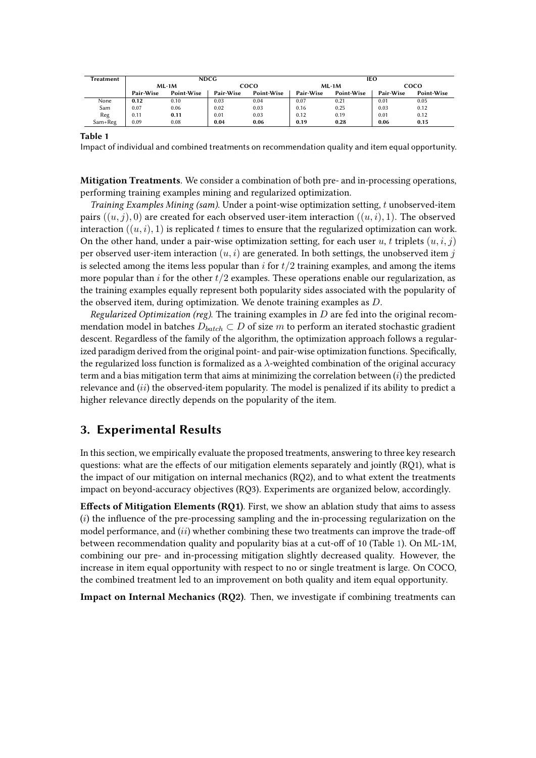| Treatment | NDCG | | | | IEO | | | |
|---|---|---|---|---|---|---|---|---|
| | ML-1M | | COCO | | ML-1M | | COCO | |
| | Pair-Wise | Point-Wise | Pair-Wise | Point-Wise | Pair-Wise | Point-Wise | Pair-Wise | Point-Wise |
| None | **0.12** | 0.10 | 0.03 | 0.04 | 0.07 | 0.21 | 0.01 | 0.05 |
| Sam | 0.07 | 0.06 | 0.02 | 0.03 | 0.16 | 0.25 | 0.03 | 0.12 |
| Reg | 0.11 | **0.11** | 0.01 | 0.03 | 0.12 | 0.19 | 0.01 | 0.12 |
| Sam+Reg | 0.09 | 0.08 | **0.04** | **0.06** | **0.19** | **0.28** | **0.06** | **0.15** |

**Table 1**

Impact of individual and combined treatments on recommendation quality and item equal opportunity.

**Mitigation Treatments**. We consider a combination of both pre- and in-processing operations, performing training examples mining and regularized optimization.

*Training Examples Mining (sam).* Under a point-wise optimization setting, $t$ unobserved-item pairs $((u, j), 0)$ are created for each observed user-item interaction $((u, i), 1)$. The observed interaction $((u, i), 1)$ is replicated $t$ times to ensure that the regularized optimization can work. On the other hand, under a pair-wise optimization setting, for each user $u$, $t$ triplets $(u, i, j)$ per observed user-item interaction $(u, i)$ are generated. In both settings, the unobserved item $j$ is selected among the items less popular than $i$ for $t/2$ training examples, and among the items more popular than $i$ for the other $t/2$ examples. These operations enable our regularization, as the training examples equally represent both popularity sides associated with the popularity of the observed item, during optimization. We denote training examples as $D$.

*Regularized Optimization (reg).* The training examples in $D$ are fed into the original recommendation model in batches $D_{batch} \subset D$ of size $m$ to perform an iterated stochastic gradient descent. Regardless of the family of the algorithm, the optimization approach follows a regularized paradigm derived from the original point- and pair-wise optimization functions. Specifically, the regularized loss function is formalized as a $\lambda$-weighted combination of the original accuracy term and a bias mitigation term that aims at minimizing the correlation between $(i)$ the predicted relevance and $(ii)$ the observed-item popularity. The model is penalized if its ability to predict a higher relevance directly depends on the popularity of the item.

## 3. Experimental Results

In this section, we empirically evaluate the proposed treatments, answering to three key research questions: what are the effects of our mitigation elements separately and jointly (RQ1), what is the impact of our mitigation on internal mechanics (RQ2), and to what extent the treatments impact on beyond-accuracy objectives (RQ3). Experiments are organized below, accordingly.

**Effects of Mitigation Elements (RQ1)**. First, we show an ablation study that aims to assess $(i)$ the influence of the pre-processing sampling and the in-processing regularization on the model performance, and $(ii)$ whether combining these two treatments can improve the trade-off between recommendation quality and popularity bias at a cut-off of 10 (Table 1). On ML-1M, combining our pre- and in-processing mitigation slightly decreased quality. However, the increase in item equal opportunity with respect to no or single treatment is large. On COCO, the combined treatment led to an improvement on both quality and item equal opportunity.

**Impact on Internal Mechanics (RQ2)**. Then, we investigate if combining treatments can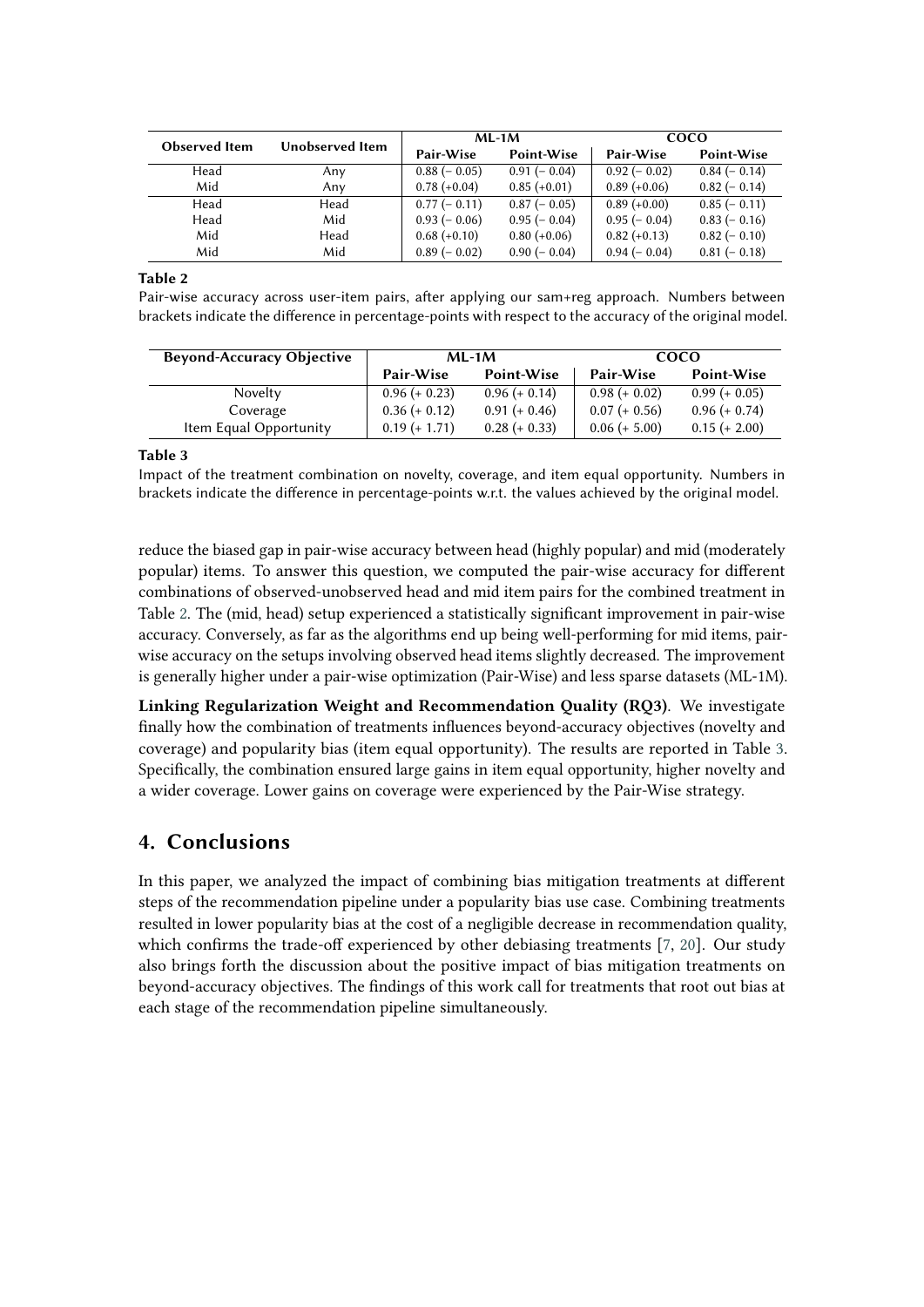| Observed Item | Unobserved Item | ML-1M | | COCO | |
|---|---|---|---|---|---|
| | | Pair-Wise | Point-Wise | Pair-Wise | Point-Wise |
| Head | Any | 0.88 (− 0.05) | 0.91 (− 0.04) | 0.92 (− 0.02) | 0.84 (− 0.14) |
| Mid | Any | 0.78 (+0.04) | 0.85 (+0.01) | 0.89 (+0.06) | 0.82 (− 0.14) |
| Head | Head | 0.77 (− 0.11) | 0.87 (− 0.05) | 0.89 (+0.00) | 0.85 (− 0.11) |
| Head | Mid | 0.93 (− 0.06) | 0.95 (− 0.04) | 0.95 (− 0.04) | 0.83 (− 0.16) |
| Mid | Head | 0.68 (+0.10) | 0.80 (+0.06) | 0.82 (+0.13) | 0.82 (− 0.10) |
| Mid | Mid | 0.89 (− 0.02) | 0.90 (− 0.04) | 0.94 (− 0.04) | 0.81 (− 0.18) |

**Table 2**

Pair-wise accuracy across user-item pairs, after applying our sam+reg approach. Numbers between brackets indicate the difference in percentage-points with respect to the accuracy of the original model.

| Beyond-Accuracy Objective | ML-1M | | COCO | |
|---|---|---|---|---|
| | Pair-Wise | Point-Wise | Pair-Wise | Point-Wise |
| Novelty | 0.96 (+ 0.23) | 0.96 (+ 0.14) | 0.98 (+ 0.02) | 0.99 (+ 0.05) |
| Coverage | 0.36 (+ 0.12) | 0.91 (+ 0.46) | 0.07 (+ 0.56) | 0.96 (+ 0.74) |
| Item Equal Opportunity | 0.19 (+ 1.71) | 0.28 (+ 0.33) | 0.06 (+ 5.00) | 0.15 (+ 2.00) |

**Table 3**

Impact of the treatment combination on novelty, coverage, and item equal opportunity. Numbers in brackets indicate the difference in percentage-points w.r.t. the values achieved by the original model.

reduce the biased gap in pair-wise accuracy between head (highly popular) and mid (moderately popular) items. To answer this question, we computed the pair-wise accuracy for different combinations of observed-unobserved head and mid item pairs for the combined treatment in Table 2. The (mid, head) setup experienced a statistically significant improvement in pair-wise accuracy. Conversely, as far as the algorithms end up being well-performing for mid items, pair-wise accuracy on the setups involving observed head items slightly decreased. The improvement is generally higher under a pair-wise optimization (Pair-Wise) and less sparse datasets (ML-1M).

**Linking Regularization Weight and Recommendation Quality (RQ3)**. We investigate finally how the combination of treatments influences beyond-accuracy objectives (novelty and coverage) and popularity bias (item equal opportunity). The results are reported in Table 3. Specifically, the combination ensured large gains in item equal opportunity, higher novelty and a wider coverage. Lower gains on coverage were experienced by the Pair-Wise strategy.

## 4. Conclusions

In this paper, we analyzed the impact of combining bias mitigation treatments at different steps of the recommendation pipeline under a popularity bias use case. Combining treatments resulted in lower popularity bias at the cost of a negligible decrease in recommendation quality, which confirms the trade-off experienced by other debiasing treatments [7, 20]. Our study also brings forth the discussion about the positive impact of bias mitigation treatments on beyond-accuracy objectives. The findings of this work call for treatments that root out bias at each stage of the recommendation pipeline simultaneously.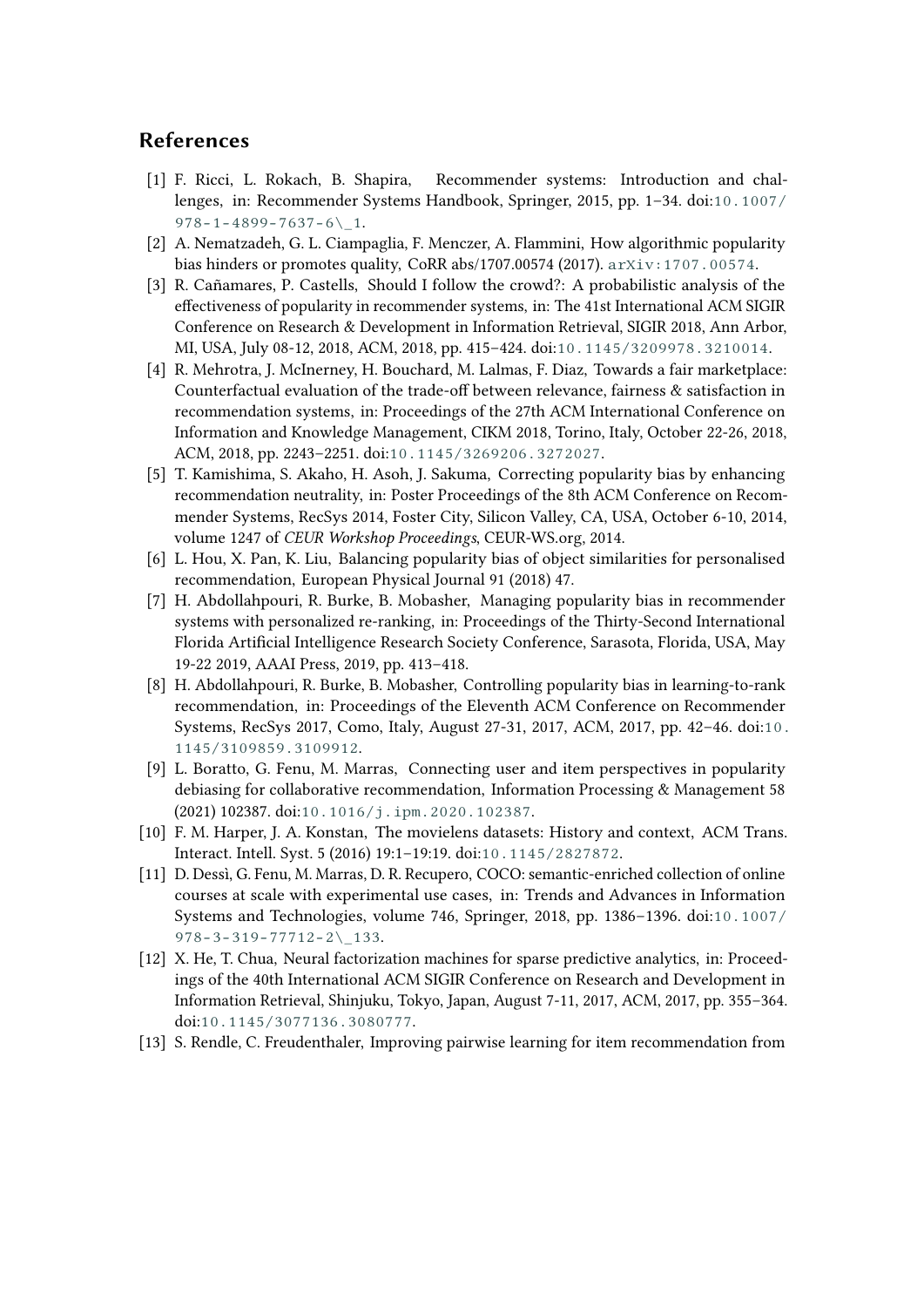## References

[1] F. Ricci, L. Rokach, B. Shapira, Recommender systems: Introduction and challenges, in: Recommender Systems Handbook, Springer, 2015, pp. 1–34. doi:10.1007/978-1-4899-7637-6\_1.

[2] A. Nematzadeh, G. L. Ciampaglia, F. Menczer, A. Flammini, How algorithmic popularity bias hinders or promotes quality, CoRR abs/1707.00574 (2017). arXiv:1707.00574.

[3] R. Cañamares, P. Castells, Should I follow the crowd?: A probabilistic analysis of the effectiveness of popularity in recommender systems, in: The 41st International ACM SIGIR Conference on Research & Development in Information Retrieval, SIGIR 2018, Ann Arbor, MI, USA, July 08-12, 2018, ACM, 2018, pp. 415–424. doi:10.1145/3209978.3210014.

[4] R. Mehrotra, J. McInerney, H. Bouchard, M. Lalmas, F. Diaz, Towards a fair marketplace: Counterfactual evaluation of the trade-off between relevance, fairness & satisfaction in recommendation systems, in: Proceedings of the 27th ACM International Conference on Information and Knowledge Management, CIKM 2018, Torino, Italy, October 22-26, 2018, ACM, 2018, pp. 2243–2251. doi:10.1145/3269206.3272027.

[5] T. Kamishima, S. Akaho, H. Asoh, J. Sakuma, Correcting popularity bias by enhancing recommendation neutrality, in: Poster Proceedings of the 8th ACM Conference on Recommender Systems, RecSys 2014, Foster City, Silicon Valley, CA, USA, October 6-10, 2014, volume 1247 of *CEUR Workshop Proceedings*, CEUR-WS.org, 2014.

[6] L. Hou, X. Pan, K. Liu, Balancing popularity bias of object similarities for personalised recommendation, European Physical Journal 91 (2018) 47.

[7] H. Abdollahpouri, R. Burke, B. Mobasher, Managing popularity bias in recommender systems with personalized re-ranking, in: Proceedings of the Thirty-Second International Florida Artificial Intelligence Research Society Conference, Sarasota, Florida, USA, May 19-22 2019, AAAI Press, 2019, pp. 413–418.

[8] H. Abdollahpouri, R. Burke, B. Mobasher, Controlling popularity bias in learning-to-rank recommendation, in: Proceedings of the Eleventh ACM Conference on Recommender Systems, RecSys 2017, Como, Italy, August 27-31, 2017, ACM, 2017, pp. 42–46. doi:10.1145/3109859.3109912.

[9] L. Boratto, G. Fenu, M. Marras, Connecting user and item perspectives in popularity debiasing for collaborative recommendation, Information Processing & Management 58 (2021) 102387. doi:10.1016/j.ipm.2020.102387.

[10] F. M. Harper, J. A. Konstan, The movielens datasets: History and context, ACM Trans. Interact. Intell. Syst. 5 (2016) 19:1–19:19. doi:10.1145/2827872.

[11] D. Dessì, G. Fenu, M. Marras, D. R. Recupero, COCO: semantic-enriched collection of online courses at scale with experimental use cases, in: Trends and Advances in Information Systems and Technologies, volume 746, Springer, 2018, pp. 1386–1396. doi:10.1007/978-3-319-77712-2\_133.

[12] X. He, T. Chua, Neural factorization machines for sparse predictive analytics, in: Proceedings of the 40th International ACM SIGIR Conference on Research and Development in Information Retrieval, Shinjuku, Tokyo, Japan, August 7-11, 2017, ACM, 2017, pp. 355–364. doi:10.1145/3077136.3080777.

[13] S. Rendle, C. Freudenthaler, Improving pairwise learning for item recommendation from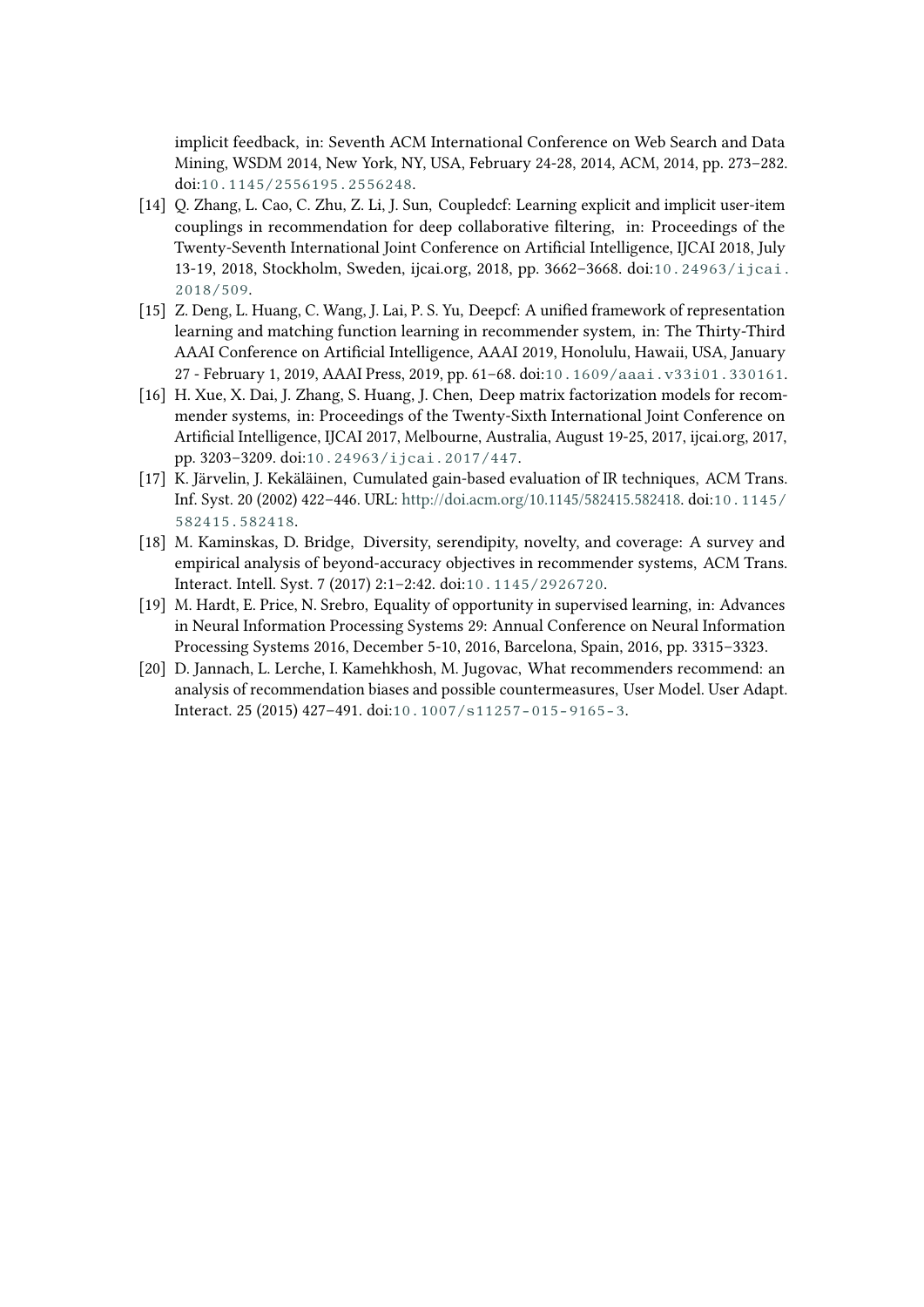implicit feedback, in: Seventh ACM International Conference on Web Search and Data Mining, WSDM 2014, New York, NY, USA, February 24-28, 2014, ACM, 2014, pp. 273–282. doi:10.1145/2556195.2556248.

[14] Q. Zhang, L. Cao, C. Zhu, Z. Li, J. Sun, Coupledcf: Learning explicit and implicit user-item couplings in recommendation for deep collaborative filtering, in: Proceedings of the Twenty-Seventh International Joint Conference on Artificial Intelligence, IJCAI 2018, July 13-19, 2018, Stockholm, Sweden, ijcai.org, 2018, pp. 3662–3668. doi:10.24963/ijcai.2018/509.

[15] Z. Deng, L. Huang, C. Wang, J. Lai, P. S. Yu, Deepcf: A unified framework of representation learning and matching function learning in recommender system, in: The Thirty-Third AAAI Conference on Artificial Intelligence, AAAI 2019, Honolulu, Hawaii, USA, January 27 - February 1, 2019, AAAI Press, 2019, pp. 61–68. doi:10.1609/aaai.v33i01.330161.

[16] H. Xue, X. Dai, J. Zhang, S. Huang, J. Chen, Deep matrix factorization models for recommender systems, in: Proceedings of the Twenty-Sixth International Joint Conference on Artificial Intelligence, IJCAI 2017, Melbourne, Australia, August 19-25, 2017, ijcai.org, 2017, pp. 3203–3209. doi:10.24963/ijcai.2017/447.

[17] K. Järvelin, J. Kekäläinen, Cumulated gain-based evaluation of IR techniques, ACM Trans. Inf. Syst. 20 (2002) 422–446. URL: http://doi.acm.org/10.1145/582415.582418. doi:10.1145/582415.582418.

[18] M. Kaminskas, D. Bridge, Diversity, serendipity, novelty, and coverage: A survey and empirical analysis of beyond-accuracy objectives in recommender systems, ACM Trans. Interact. Intell. Syst. 7 (2017) 2:1–2:42. doi:10.1145/2926720.

[19] M. Hardt, E. Price, N. Srebro, Equality of opportunity in supervised learning, in: Advances in Neural Information Processing Systems 29: Annual Conference on Neural Information Processing Systems 2016, December 5-10, 2016, Barcelona, Spain, 2016, pp. 3315–3323.

[20] D. Jannach, L. Lerche, I. Kamehkhosh, M. Jugovac, What recommenders recommend: an analysis of recommendation biases and possible countermeasures, User Model. User Adapt. Interact. 25 (2015) 427–491. doi:10.1007/s11257-015-9165-3.